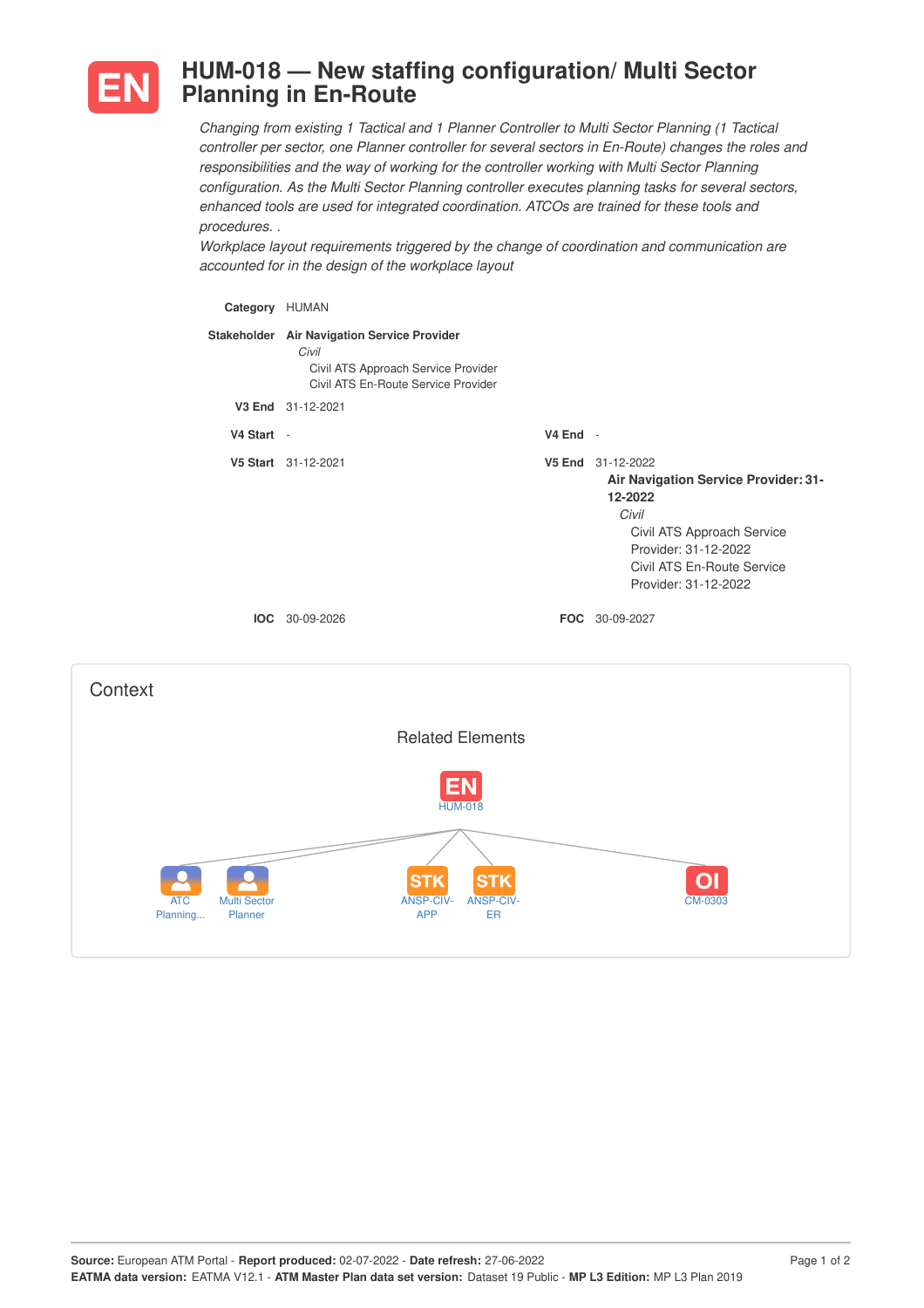# EN HUM-018 — New staffing configuration/ Multi Sector Planning in En-Route

*Changing from existing 1 Tactical and 1 Planner Controller to Multi Sector Planning (1 Tactical controller per sector, one Planner controller for several sectors in En-Route) changes the roles and responsibilities and the way of working for the controller working with Multi Sector Planning configuration. As the Multi Sector Planning controller executes planning tasks for several sectors, enhanced tools are used for integrated coordination. ATCOs are trained for these tools and procedures. .*
*Workplace layout requirements triggered by the change of coordination and communication are accounted for in the design of the workplace layout*

**Category** HUMAN

**Stakeholder** **Air Navigation Service Provider**
*Civil*
Civil ATS Approach Service Provider
Civil ATS En-Route Service Provider

**V3 End** 31-12-2021

**V4 Start** -

**V4 End** -

**V5 Start** 31-12-2021

**V5 End** 31-12-2022
**Air Navigation Service Provider: 31-12-2022**
*Civil*
Civil ATS Approach Service Provider: 31-12-2022
Civil ATS En-Route Service Provider: 31-12-2022

**IOC** 30-09-2026

**FOC** 30-09-2027

## Context

### Related Elements

EN HUM-018

- ATC Planning...
- Multi Sector Planner
- STK ANSP-CIV-APP
- STK ANSP-CIV-ER
- OI CM-0303

**Source:** European ATM Portal - **Report produced:** 02-07-2022 - **Date refresh:** 27-06-2022
**EATMA data version:** EATMA V12.1 - **ATM Master Plan data set version:** Dataset 19 Public - **MP L3 Edition:** MP L3 Plan 2019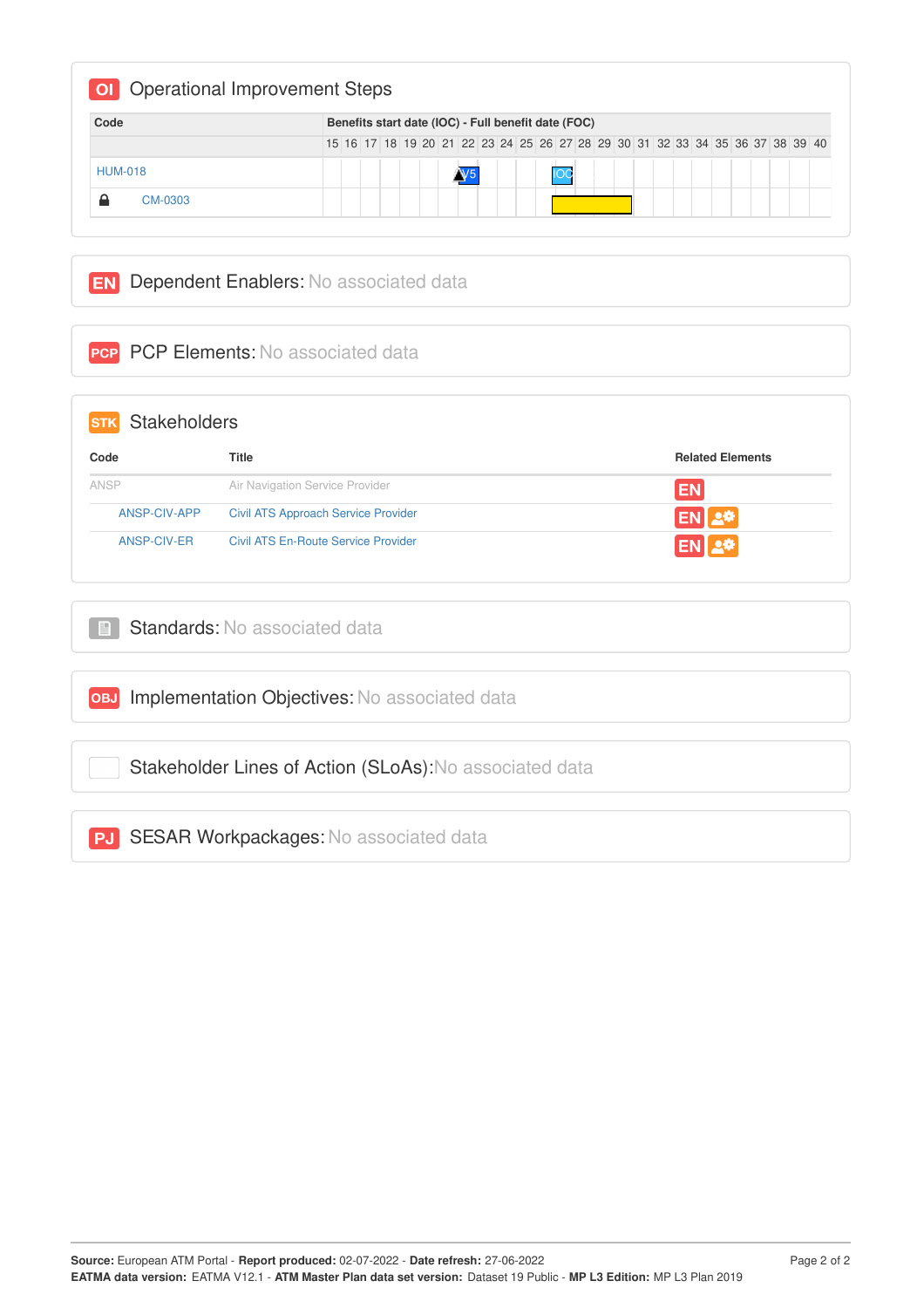## OI Operational Improvement Steps

| Code | Benefits start date (IOC) - Full benefit date (FOC) |
|---|---|
| | 15 16 17 18 19 20 21 22 23 24 25 26 27 28 29 30 31 32 33 34 35 36 37 38 39 40 |
| HUM-018 | V5 IOC |
| CM-0303 | |

## EN Dependent Enablers: No associated data

## PCP PCP Elements: No associated data

## STK Stakeholders

| Code | Title | Related Elements |
|---|---|---|
| ANSP | Air Navigation Service Provider | EN |
| ANSP-CIV-APP | Civil ATS Approach Service Provider | EN |
| ANSP-CIV-ER | Civil ATS En-Route Service Provider | EN |

## Standards: No associated data

## OBJ Implementation Objectives: No associated data

## Stakeholder Lines of Action (SLoAs): No associated data

## PJ SESAR Workpackages: No associated data

**Source:** European ATM Portal - **Report produced:** 02-07-2022 - **Date refresh:** 27-06-2022
**EATMA data version:** EATMA V12.1 - **ATM Master Plan data set version:** Dataset 19 Public - **MP L3 Edition:** MP L3 Plan 2019